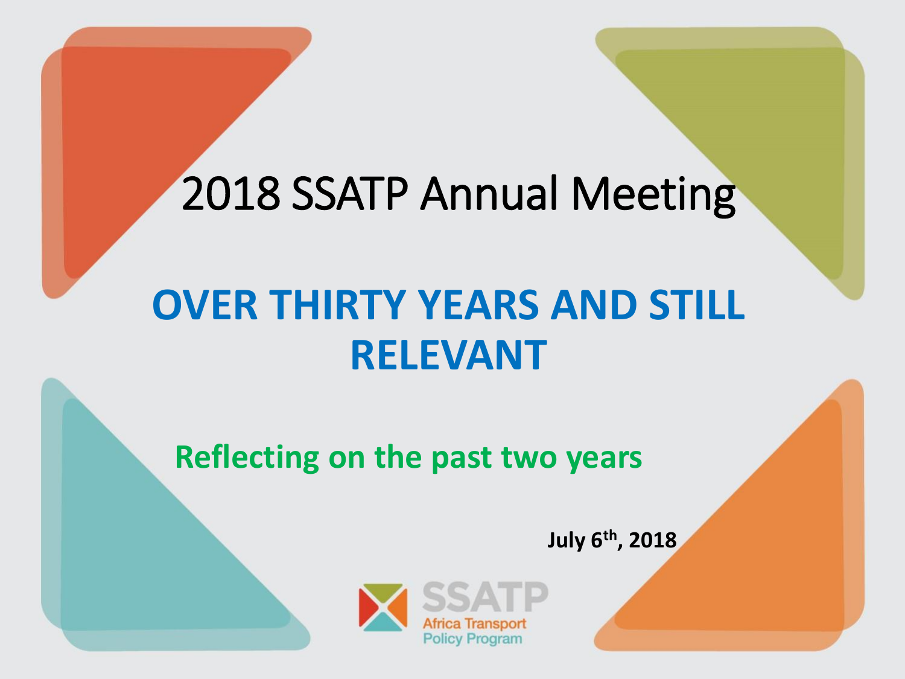# 2018 SSATP Annual Meeting

## OVER THIRTY YEARS AND STILL RELEVANT

### Reflecting on the past two years

**July 6th, 2018**

SSATP
Africa Transport
Policy Program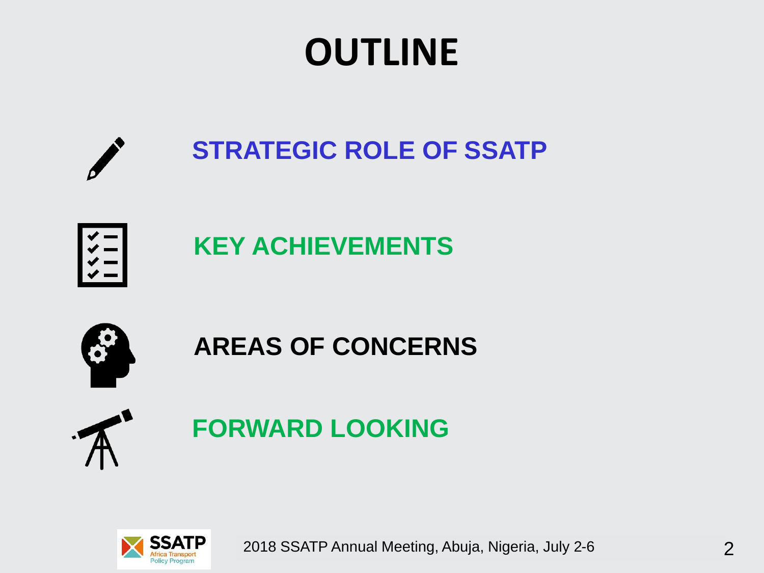# OUTLINE

- STRATEGIC ROLE OF SSATP
- KEY ACHIEVEMENTS
- AREAS OF CONCERNS
- FORWARD LOOKING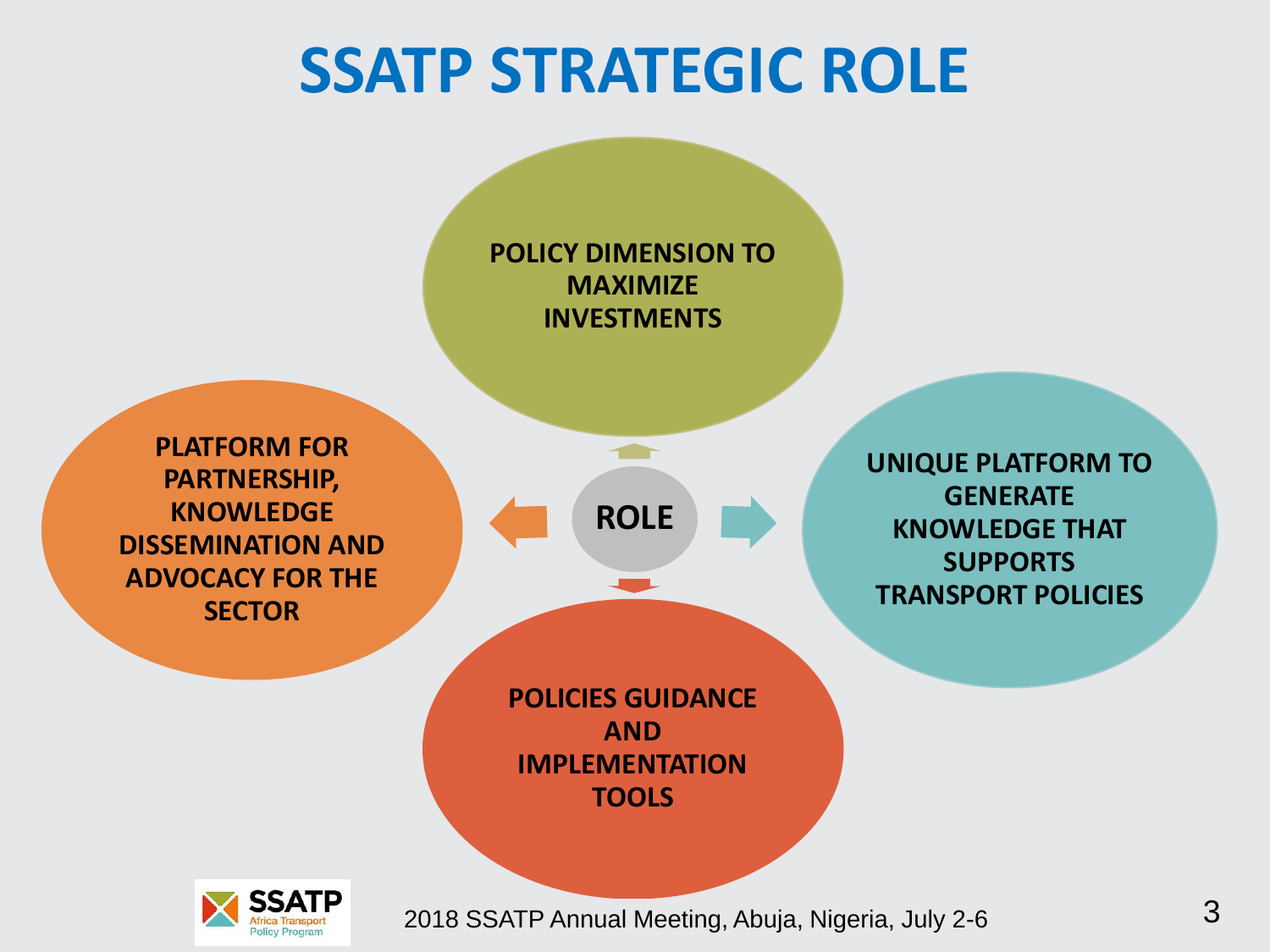# SSATP STRATEGIC ROLE

**ROLE**

- **POLICY DIMENSION TO MAXIMIZE INVESTMENTS**
- **UNIQUE PLATFORM TO GENERATE KNOWLEDGE THAT SUPPORTS TRANSPORT POLICIES**
- **POLICIES GUIDANCE AND IMPLEMENTATION TOOLS**
- **PLATFORM FOR PARTNERSHIP, KNOWLEDGE DISSEMINATION AND ADVOCACY FOR THE SECTOR**

2018 SSATP Annual Meeting, Abuja, Nigeria, July 2-6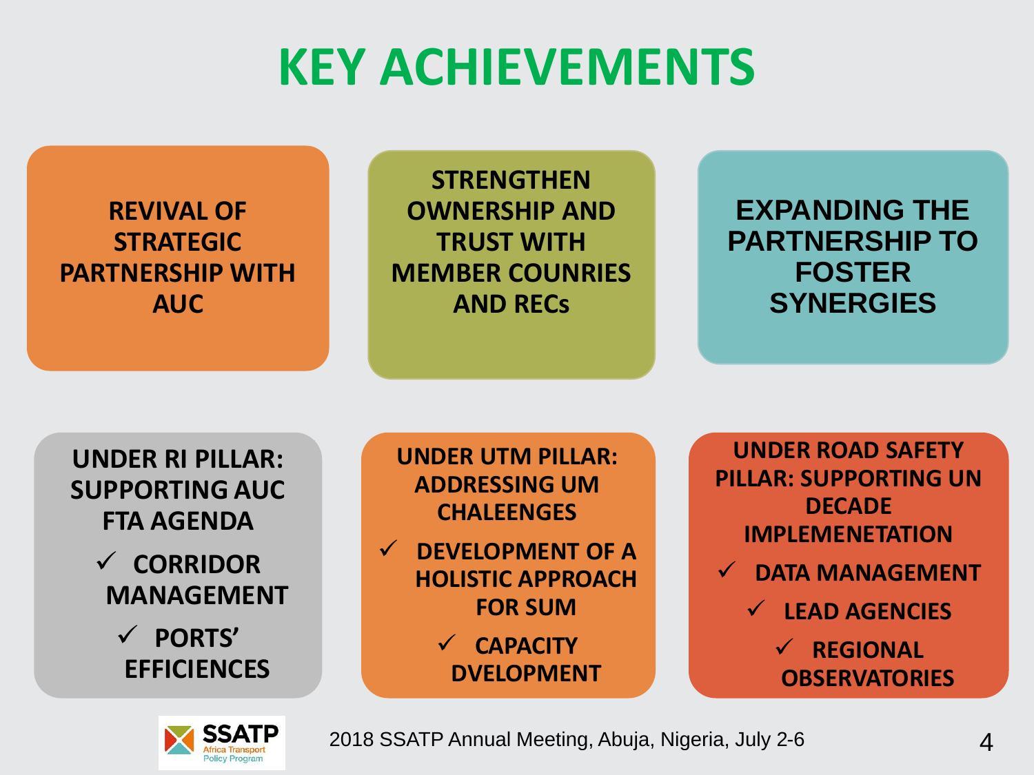# KEY ACHIEVEMENTS

**REVIVAL OF STRATEGIC PARTNERSHIP WITH AUC**

**STRENGTHEN OWNERSHIP AND TRUST WITH MEMBER COUNRIES AND RECs**

**EXPANDING THE PARTNERSHIP TO FOSTER SYNERGIES**

**UNDER RI PILLAR: SUPPORTING AUC FTA AGENDA**

- ✓ CORRIDOR MANAGEMENT
- ✓ PORTS' EFFICIENCES

**UNDER UTM PILLAR: ADDRESSING UM CHALEENGES**

- ✓ DEVELOPMENT OF A HOLISTIC APPROACH FOR SUM
- ✓ CAPACITY DVELOPMENT

**UNDER ROAD SAFETY PILLAR: SUPPORTING UN DECADE IMPLEMENETATION**

- ✓ DATA MANAGEMENT
- ✓ LEAD AGENCIES
- ✓ REGIONAL OBSERVATORIES

SSATP Africa Transport Policy Program

2018 SSATP Annual Meeting, Abuja, Nigeria, July 2-6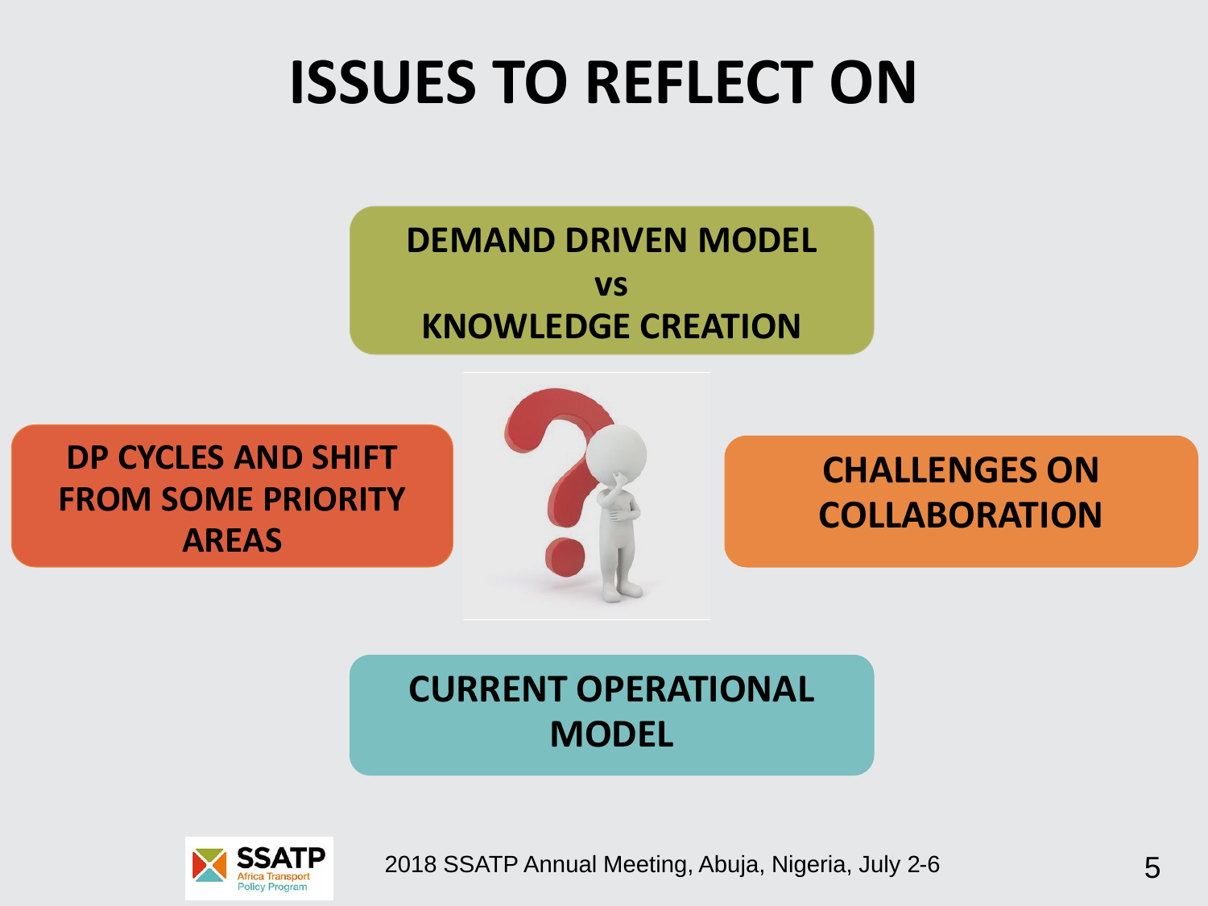# ISSUES TO REFLECT ON

**DEMAND DRIVEN MODEL**
**vs**
**KNOWLEDGE CREATION**

**DP CYCLES AND SHIFT FROM SOME PRIORITY AREAS**

**CHALLENGES ON COLLABORATION**

**CURRENT OPERATIONAL MODEL**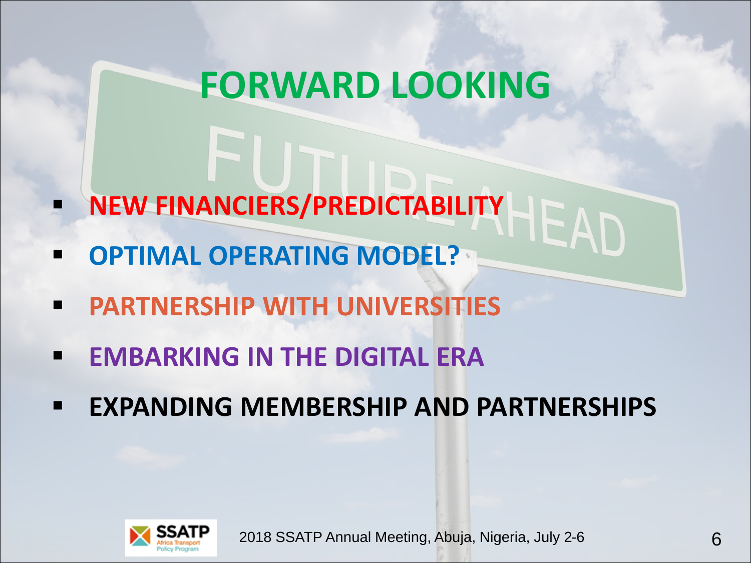# FORWARD LOOKING

- NEW FINANCIERS/PREDICTABILITY
- OPTIMAL OPERATING MODEL?
- PARTNERSHIP WITH UNIVERSITIES
- EMBARKING IN THE DIGITAL ERA
- EXPANDING MEMBERSHIP AND PARTNERSHIPS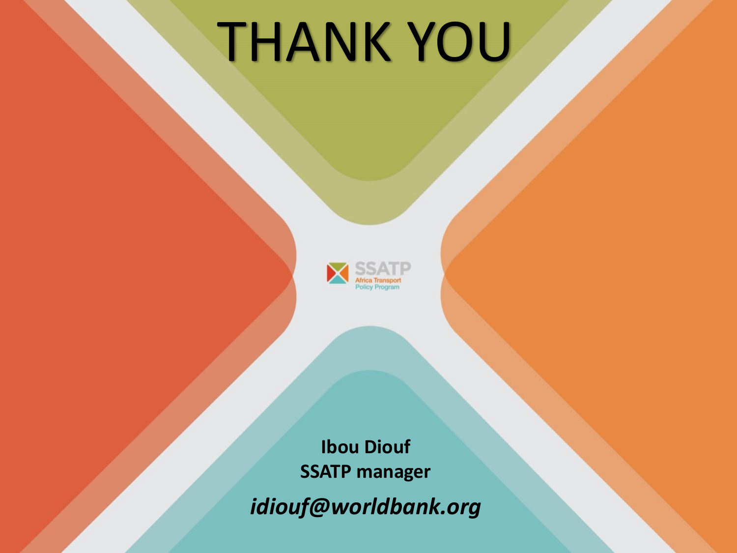# THANK YOU

SSATP
Africa Transport
Policy Program

**Ibou Diouf**
**SSATP manager**
***idiouf@worldbank.org***